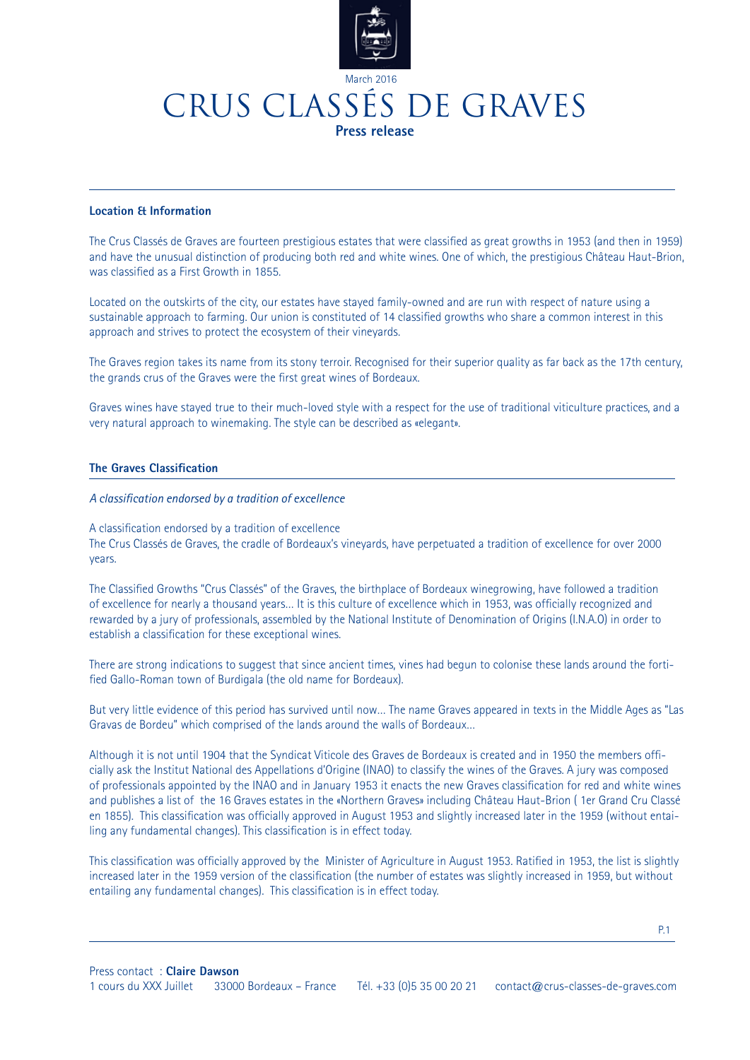March 2016

# CRUS CLASSÉS DE GRAVES

**Press release**

## Location & Information

The Crus Classés de Graves are fourteen prestigious estates that were classified as great growths in 1953 (and then in 1959) and have the unusual distinction of producing both red and white wines. One of which, the prestigious Château Haut-Brion, was classified as a First Growth in 1855.

Located on the outskirts of the city, our estates have stayed family-owned and are run with respect of nature using a sustainable approach to farming. Our union is constituted of 14 classified growths who share a common interest in this approach and strives to protect the ecosystem of their vineyards.

The Graves region takes its name from its stony terroir. Recognised for their superior quality as far back as the 17th century, the grands crus of the Graves were the first great wines of Bordeaux.

Graves wines have stayed true to their much-loved style with a respect for the use of traditional viticulture practices, and a very natural approach to winemaking. The style can be described as «elegant».

## The Graves Classification

*A classification endorsed by a tradition of excellence*

A classification endorsed by a tradition of excellence
The Crus Classés de Graves, the cradle of Bordeaux's vineyards, have perpetuated a tradition of excellence for over 2000 years.

The Classified Growths "Crus Classés" of the Graves, the birthplace of Bordeaux winegrowing, have followed a tradition of excellence for nearly a thousand years... It is this culture of excellence which in 1953, was officially recognized and rewarded by a jury of professionals, assembled by the National Institute of Denomination of Origins (I.N.A.O) in order to establish a classification for these exceptional wines.

There are strong indications to suggest that since ancient times, vines had begun to colonise these lands around the fortified Gallo-Roman town of Burdigala (the old name for Bordeaux).

But very little evidence of this period has survived until now... The name Graves appeared in texts in the Middle Ages as "Las Gravas de Bordeu" which comprised of the lands around the walls of Bordeaux...

Although it is not until 1904 that the Syndicat Viticole des Graves de Bordeaux is created and in 1950 the members officially ask the Institut National des Appellations d'Origine (INAO) to classify the wines of the Graves. A jury was composed of professionals appointed by the INAO and in January 1953 it enacts the new Graves classification for red and white wines and publishes a list of the 16 Graves estates in the «Northern Graves» including Château Haut-Brion ( 1er Grand Cru Classé en 1855). This classification was officially approved in August 1953 and slightly increased later in the 1959 (without entailing any fundamental changes). This classification is in effect today.

This classification was officially approved by the Minister of Agriculture in August 1953. Ratified in 1953, the list is slightly increased later in the 1959 version of the classification (the number of estates was slightly increased in 1959, but without entailing any fundamental changes). This classification is in effect today.

Press contact : **Claire Dawson**
1 cours du XXX Juillet 33000 Bordeaux – France Tél. +33 (0)5 35 00 20 21 contact@crus-classes-de-graves.com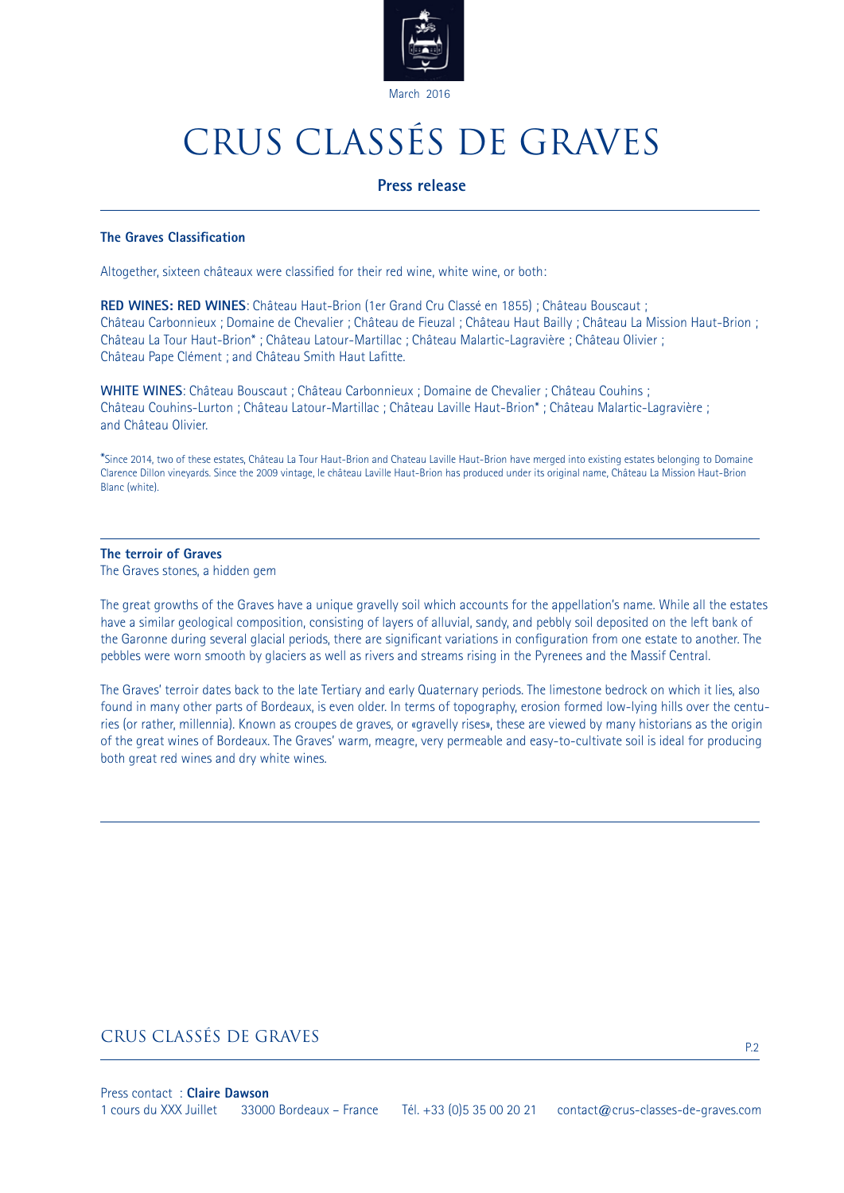March 2016

# CRUS CLASSÉS DE GRAVES

**Press release**

## The Graves Classification

Altogether, sixteen châteaux were classified for their red wine, white wine, or both:

**RED WINES: RED WINES**: Château Haut-Brion (1er Grand Cru Classé en 1855) ; Château Bouscaut ; Château Carbonnieux ; Domaine de Chevalier ; Château de Fieuzal ; Château Haut Bailly ; Château La Mission Haut-Brion ; Château La Tour Haut-Brion* ; Château Latour-Martillac ; Château Malartic-Lagravière ; Château Olivier ; Château Pape Clément ; and Château Smith Haut Lafitte.

**WHITE WINES**: Château Bouscaut ; Château Carbonnieux ; Domaine de Chevalier ; Château Couhins ; Château Couhins-Lurton ; Château Latour-Martillac ; Château Laville Haut-Brion* ; Château Malartic-Lagravière ; and Château Olivier.

*Since 2014, two of these estates, Château La Tour Haut-Brion and Chateau Laville Haut-Brion have merged into existing estates belonging to Domaine Clarence Dillon vineyards. Since the 2009 vintage, le château Laville Haut-Brion has produced under its original name, Château La Mission Haut-Brion Blanc (white).

## The terroir of Graves

The Graves stones, a hidden gem

The great growths of the Graves have a unique gravelly soil which accounts for the appellation's name. While all the estates have a similar geological composition, consisting of layers of alluvial, sandy, and pebbly soil deposited on the left bank of the Garonne during several glacial periods, there are significant variations in configuration from one estate to another. The pebbles were worn smooth by glaciers as well as rivers and streams rising in the Pyrenees and the Massif Central.

The Graves' terroir dates back to the late Tertiary and early Quaternary periods. The limestone bedrock on which it lies, also found in many other parts of Bordeaux, is even older. In terms of topography, erosion formed low-lying hills over the centuries (or rather, millennia). Known as croupes de graves, or «gravelly rises», these are viewed by many historians as the origin of the great wines of Bordeaux. The Graves' warm, meagre, very permeable and easy-to-cultivate soil is ideal for producing both great red wines and dry white wines.

Press contact : **Claire Dawson**
1 cours du XXX Juillet 33000 Bordeaux – France Tél. +33 (0)5 35 00 20 21 contact@crus-classes-de-graves.com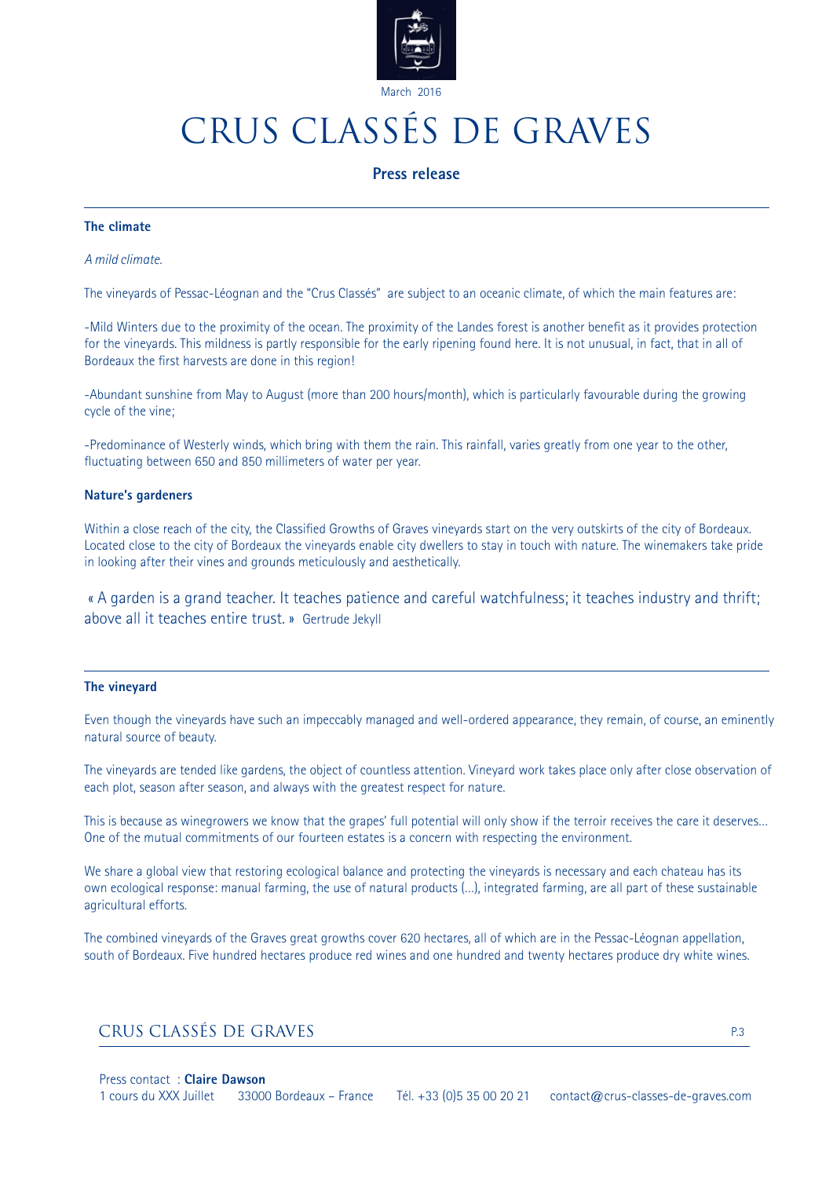March 2016

# CRUS CLASSÉS DE GRAVES

**Press release**

## The climate

*A mild climate.*

The vineyards of Pessac-Léognan and the "Crus Classés" are subject to an oceanic climate, of which the main features are:

-Mild Winters due to the proximity of the ocean. The proximity of the Landes forest is another benefit as it provides protection for the vineyards. This mildness is partly responsible for the early ripening found here. It is not unusual, in fact, that in all of Bordeaux the first harvests are done in this region!

-Abundant sunshine from May to August (more than 200 hours/month), which is particularly favourable during the growing cycle of the vine;

-Predominance of Westerly winds, which bring with them the rain. This rainfall, varies greatly from one year to the other, fluctuating between 650 and 850 millimeters of water per year.

## Nature's gardeners

Within a close reach of the city, the Classified Growths of Graves vineyards start on the very outskirts of the city of Bordeaux. Located close to the city of Bordeaux the vineyards enable city dwellers to stay in touch with nature. The winemakers take pride in looking after their vines and grounds meticulously and aesthetically.

« A garden is a grand teacher. It teaches patience and careful watchfulness; it teaches industry and thrift; above all it teaches entire trust. » Gertrude Jekyll

## The vineyard

Even though the vineyards have such an impeccably managed and well-ordered appearance, they remain, of course, an eminently natural source of beauty.

The vineyards are tended like gardens, the object of countless attention. Vineyard work takes place only after close observation of each plot, season after season, and always with the greatest respect for nature.

This is because as winegrowers we know that the grapes' full potential will only show if the terroir receives the care it deserves... One of the mutual commitments of our fourteen estates is a concern with respecting the environment.

We share a global view that restoring ecological balance and protecting the vineyards is necessary and each chateau has its own ecological response: manual farming, the use of natural products (...), integrated farming, are all part of these sustainable agricultural efforts.

The combined vineyards of the Graves great growths cover 620 hectares, all of which are in the Pessac-Léognan appellation, south of Bordeaux. Five hundred hectares produce red wines and one hundred and twenty hectares produce dry white wines.

Press contact : **Claire Dawson**
1 cours du XXX Juillet 33000 Bordeaux – France Tél. +33 (0)5 35 00 20 21 contact@crus-classes-de-graves.com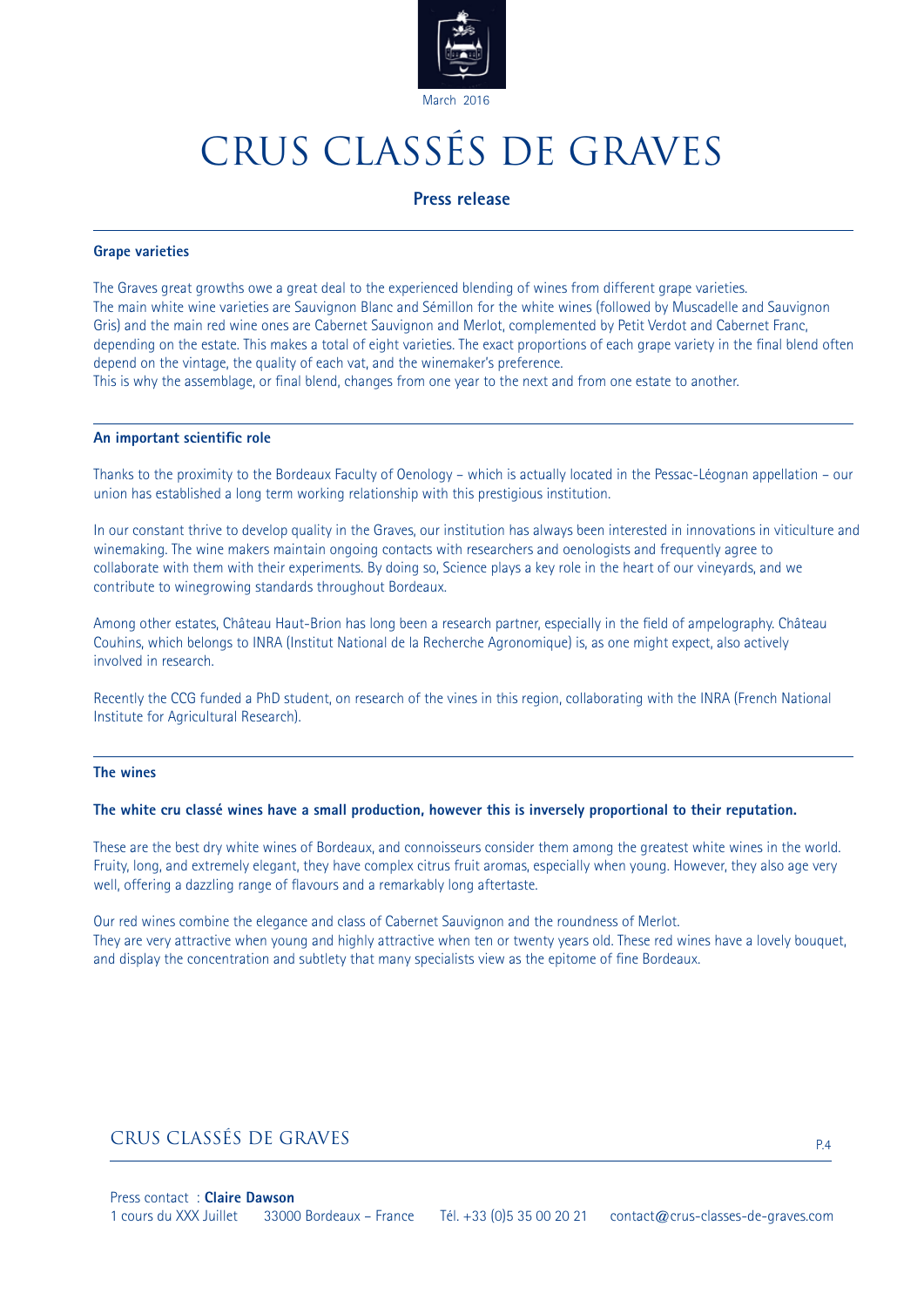# CRUS CLASSÉS DE GRAVES

**Press release**

## Grape varieties

The Graves great growths owe a great deal to the experienced blending of wines from different grape varieties.
The main white wine varieties are Sauvignon Blanc and Sémillon for the white wines (followed by Muscadelle and Sauvignon Gris) and the main red wine ones are Cabernet Sauvignon and Merlot, complemented by Petit Verdot and Cabernet Franc, depending on the estate. This makes a total of eight varieties. The exact proportions of each grape variety in the final blend often depend on the vintage, the quality of each vat, and the winemaker's preference.
This is why the assemblage, or final blend, changes from one year to the next and from one estate to another.

## An important scientific role

Thanks to the proximity to the Bordeaux Faculty of Oenology – which is actually located in the Pessac-Léognan appellation – our union has established a long term working relationship with this prestigious institution.

In our constant thrive to develop quality in the Graves, our institution has always been interested in innovations in viticulture and winemaking. The wine makers maintain ongoing contacts with researchers and oenologists and frequently agree to collaborate with them with their experiments. By doing so, Science plays a key role in the heart of our vineyards, and we contribute to winegrowing standards throughout Bordeaux.

Among other estates, Château Haut-Brion has long been a research partner, especially in the field of ampelography. Château Couhins, which belongs to INRA (Institut National de la Recherche Agronomique) is, as one might expect, also actively involved in research.

Recently the CCG funded a PhD student, on research of the vines in this region, collaborating with the INRA (French National Institute for Agricultural Research).

## The wines

**The white cru classé wines have a small production, however this is inversely proportional to their reputation.**

These are the best dry white wines of Bordeaux, and connoisseurs consider them among the greatest white wines in the world. Fruity, long, and extremely elegant, they have complex citrus fruit aromas, especially when young. However, they also age very well, offering a dazzling range of flavours and a remarkably long aftertaste.

Our red wines combine the elegance and class of Cabernet Sauvignon and the roundness of Merlot.
They are very attractive when young and highly attractive when ten or twenty years old. These red wines have a lovely bouquet, and display the concentration and subtlety that many specialists view as the epitome of fine Bordeaux.

Press contact : **Claire Dawson**
1 cours du XXX Juillet 33000 Bordeaux – France Tél. +33 (0)5 35 00 20 21 contact@crus-classes-de-graves.com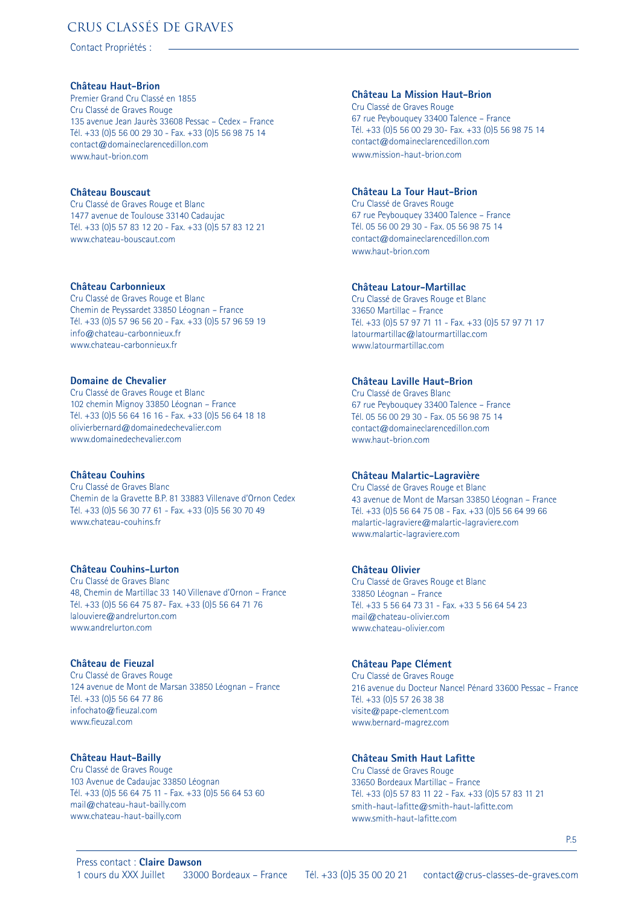# CRUS CLASSÉS DE GRAVES

Contact Propriétés :

**Château Haut-Brion**
Premier Grand Cru Classé en 1855
Cru Classé de Graves Rouge
135 avenue Jean Jaurès 33608 Pessac – Cedex – France
Tél. +33 (0)5 56 00 29 30 - Fax. +33 (0)5 56 98 75 14
contact@domaineclarencedillon.com
www.haut-brion.com

**Château Bouscaut**
Cru Classé de Graves Rouge et Blanc
1477 avenue de Toulouse 33140 Cadaujac
Tél. +33 (0)5 57 83 12 20 - Fax. +33 (0)5 57 83 12 21
www.chateau-bouscaut.com

**Château Carbonnieux**
Cru Classé de Graves Rouge et Blanc
Chemin de Peyssardet 33850 Léognan – France
Tél. +33 (0)5 57 96 56 20 - Fax. +33 (0)5 57 96 59 19
info@chateau-carbonnieux.fr
www.chateau-carbonnieux.fr

**Domaine de Chevalier**
Cru Classé de Graves Rouge et Blanc
102 chemin Mignoy 33850 Léognan – France
Tél. +33 (0)5 56 64 16 16 - Fax. +33 (0)5 56 64 18 18
olivierbernard@domainedechevalier.com
www.domainedechevalier.com

**Château Couhins**
Cru Classé de Graves Blanc
Chemin de la Gravette B.P. 81 33883 Villenave d'Ornon Cedex
Tél. +33 (0)5 56 30 77 61 - Fax. +33 (0)5 56 30 70 49
www.chateau-couhins.fr

**Château Couhins-Lurton**
Cru Classé de Graves Blanc
48, Chemin de Martillac 33 140 Villenave d'Ornon – France
Tél. +33 (0)5 56 64 75 87- Fax. +33 (0)5 56 64 71 76
lalouviere@andrelurton.com
www.andrelurton.com

**Château de Fieuzal**
Cru Classé de Graves Rouge
124 avenue de Mont de Marsan 33850 Léognan – France
Tél. +33 (0)5 56 64 77 86
infochato@fieuzal.com
www.fieuzal.com

**Château Haut-Bailly**
Cru Classé de Graves Rouge
103 Avenue de Cadaujac 33850 Léognan
Tél. +33 (0)5 56 64 75 11 - Fax. +33 (0)5 56 64 53 60
mail@chateau-haut-bailly.com
www.chateau-haut-bailly.com

**Château La Mission Haut-Brion**
Cru Classé de Graves Rouge
67 rue Peybouquey 33400 Talence – France
Tél. +33 (0)5 56 00 29 30- Fax. +33 (0)5 56 98 75 14
contact@domaineclarencedillon.com
www.mission-haut-brion.com

**Château La Tour Haut-Brion**
Cru Classé de Graves Rouge
67 rue Peybouquey 33400 Talence – France
Tél. 05 56 00 29 30 - Fax. 05 56 98 75 14
contact@domaineclarencedillon.com
www.haut-brion.com

**Château Latour-Martillac**
Cru Classé de Graves Rouge et Blanc
33650 Martillac – France
Tél. +33 (0)5 57 97 71 11 - Fax. +33 (0)5 57 97 71 17
latourmartillac@latourmartillac.com
www.latourmartillac.com

**Château Laville Haut-Brion**
Cru Classé de Graves Blanc
67 rue Peybouquey 33400 Talence – France
Tél. 05 56 00 29 30 - Fax. 05 56 98 75 14
contact@domaineclarencedillon.com
www.haut-brion.com

**Château Malartic-Lagravière**
Cru Classé de Graves Rouge et Blanc
43 avenue de Mont de Marsan 33850 Léognan – France
Tél. +33 (0)5 56 64 75 08 - Fax. +33 (0)5 56 64 99 66
malartic-lagraviere@malartic-lagraviere.com
www.malartic-lagraviere.com

**Château Olivier**
Cru Classé de Graves Rouge et Blanc
33850 Léognan – France
Tél. +33 5 56 64 73 31 - Fax. +33 5 56 64 54 23
mail@chateau-olivier.com
www.chateau-olivier.com

**Château Pape Clément**
Cru Classé de Graves Rouge
216 avenue du Docteur Nancel Pénard 33600 Pessac – France
Tél. +33 (0)5 57 26 38 38
visite@pape-clement.com
www.bernard-magrez.com

**Château Smith Haut Lafitte**
Cru Classé de Graves Rouge
33650 Bordeaux Martillac – France
Tél. +33 (0)5 57 83 11 22 - Fax. +33 (0)5 57 83 11 21
smith-haut-lafitte@smith-haut-lafitte.com
www.smith-haut-lafitte.com

Press contact : **Claire Dawson**
1 cours du XXX Juillet 33000 Bordeaux – France Tél. +33 (0)5 35 00 20 21 contact@crus-classes-de-graves.com